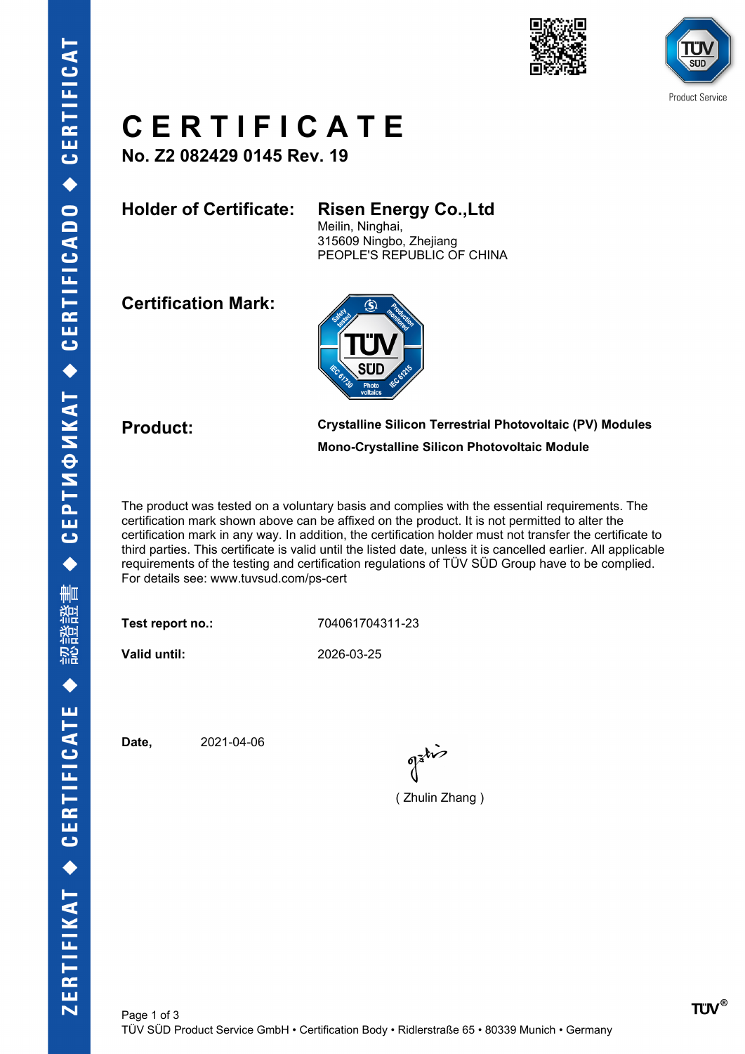# CERTIFICATE

**No. Z2 082429 0145 Rev. 19**

**Holder of Certificate:** **Risen Energy Co.,Ltd**
Meilin, Ninghai,
315609 Ningbo, Zhejiang
PEOPLE'S REPUBLIC OF CHINA

**Certification Mark:**

**Product:** **Crystalline Silicon Terrestrial Photovoltaic (PV) Modules**
**Mono-Crystalline Silicon Photovoltaic Module**

The product was tested on a voluntary basis and complies with the essential requirements. The certification mark shown above can be affixed on the product. It is not permitted to alter the certification mark in any way. In addition, the certification holder must not transfer the certificate to third parties. This certificate is valid until the listed date, unless it is cancelled earlier. All applicable requirements of the testing and certification regulations of TÜV SÜD Group have to be complied. For details see: www.tuvsud.com/ps-cert

**Test report no.:** 704061704311-23

**Valid until:** 2026-03-25

**Date,** 2021-04-06

( Zhulin Zhang )

TÜV SÜD Product Service GmbH • Certification Body • Ridlerstraße 65 • 80339 Munich • Germany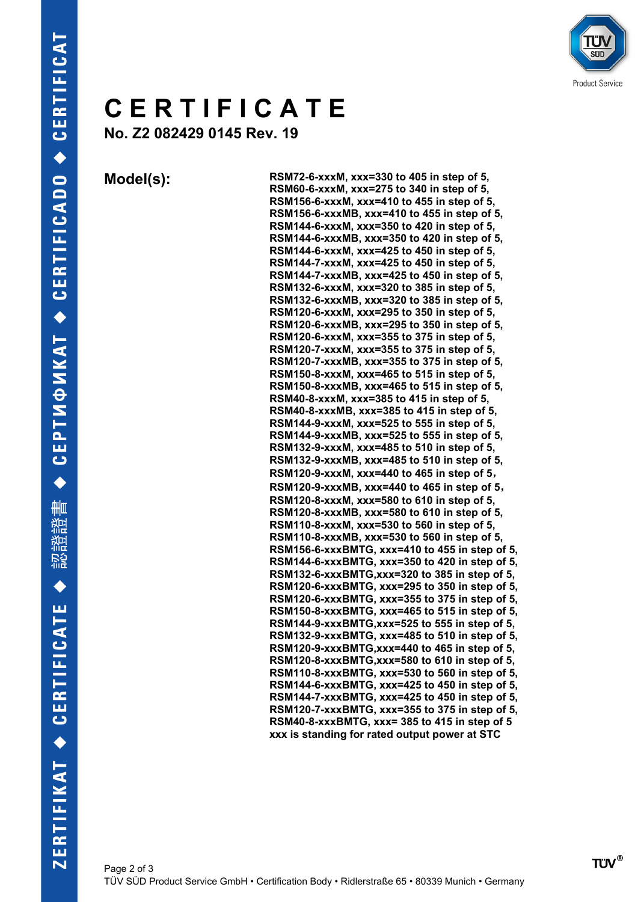# CERTIFICATE

**No. Z2 082429 0145 Rev. 19**

**Model(s):**

**RSM72-6-xxxM, xxx=330 to 405 in step of 5,**
**RSM60-6-xxxM, xxx=275 to 340 in step of 5,**
**RSM156-6-xxxM, xxx=410 to 455 in step of 5,**
**RSM156-6-xxxMB, xxx=410 to 455 in step of 5,**
**RSM144-6-xxxM, xxx=350 to 420 in step of 5,**
**RSM144-6-xxxMB, xxx=350 to 420 in step of 5,**
**RSM144-6-xxxM, xxx=425 to 450 in step of 5,**
**RSM144-7-xxxM, xxx=425 to 450 in step of 5,**
**RSM144-7-xxxMB, xxx=425 to 450 in step of 5,**
**RSM132-6-xxxM, xxx=320 to 385 in step of 5,**
**RSM132-6-xxxMB, xxx=320 to 385 in step of 5,**
**RSM120-6-xxxM, xxx=295 to 350 in step of 5,**
**RSM120-6-xxxMB, xxx=295 to 350 in step of 5,**
**RSM120-6-xxxM, xxx=355 to 375 in step of 5,**
**RSM120-7-xxxM, xxx=355 to 375 in step of 5,**
**RSM120-7-xxxMB, xxx=355 to 375 in step of 5,**
**RSM150-8-xxxM, xxx=465 to 515 in step of 5,**
**RSM150-8-xxxMB, xxx=465 to 515 in step of 5,**
**RSM40-8-xxxM, xxx=385 to 415 in step of 5,**
**RSM40-8-xxxMB, xxx=385 to 415 in step of 5,**
**RSM144-9-xxxM, xxx=525 to 555 in step of 5,**
**RSM144-9-xxxMB, xxx=525 to 555 in step of 5,**
**RSM132-9-xxxM, xxx=485 to 510 in step of 5,**
**RSM132-9-xxxMB, xxx=485 to 510 in step of 5,**
**RSM120-9-xxxM, xxx=440 to 465 in step of 5,**
**RSM120-9-xxxMB, xxx=440 to 465 in step of 5,**
**RSM120-8-xxxM, xxx=580 to 610 in step of 5,**
**RSM120-8-xxxMB, xxx=580 to 610 in step of 5,**
**RSM110-8-xxxM, xxx=530 to 560 in step of 5,**
**RSM110-8-xxxMB, xxx=530 to 560 in step of 5,**
**RSM156-6-xxxBMTG, xxx=410 to 455 in step of 5,**
**RSM144-6-xxxBMTG, xxx=350 to 420 in step of 5,**
**RSM132-6-xxxBMTG,xxx=320 to 385 in step of 5,**
**RSM120-6-xxxBMTG, xxx=295 to 350 in step of 5,**
**RSM120-6-xxxBMTG, xxx=355 to 375 in step of 5,**
**RSM150-8-xxxBMTG, xxx=465 to 515 in step of 5,**
**RSM144-9-xxxBMTG,xxx=525 to 555 in step of 5,**
**RSM132-9-xxxBMTG, xxx=485 to 510 in step of 5,**
**RSM120-9-xxxBMTG,xxx=440 to 465 in step of 5,**
**RSM120-8-xxxBMTG,xxx=580 to 610 in step of 5,**
**RSM110-8-xxxBMTG, xxx=530 to 560 in step of 5,**
**RSM144-6-xxxBMTG, xxx=425 to 450 in step of 5,**
**RSM144-7-xxxBMTG, xxx=425 to 450 in step of 5,**
**RSM120-7-xxxBMTG, xxx=355 to 375 in step of 5,**
**RSM40-8-xxxBMTG, xxx= 385 to 415 in step of 5**
**xxx is standing for rated output power at STC**

TÜV SÜD Product Service GmbH • Certification Body • Ridlerstraße 65 • 80339 Munich • Germany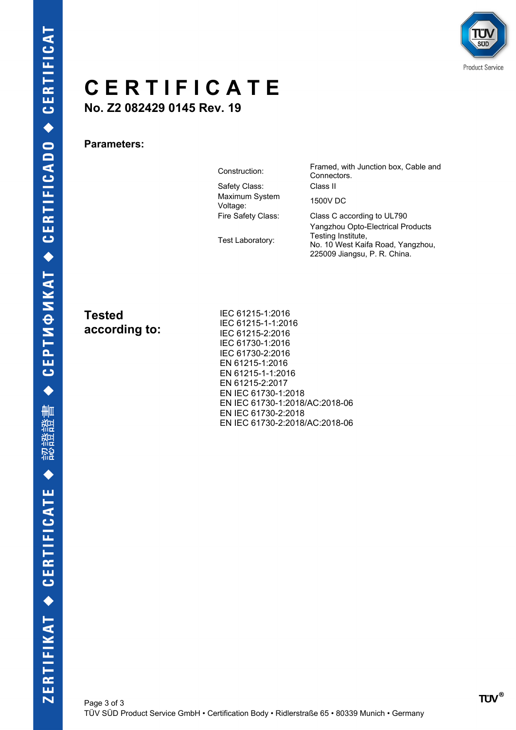# CERTIFICATE

**No. Z2 082429 0145 Rev. 19**

**Parameters:**

| | |
|---|---|
| Construction: | Framed, with Junction box, Cable and Connectors. |
| Safety Class: | Class II |
| Maximum System Voltage: | 1500V DC |
| Fire Safety Class: | Class C according to UL790 |
| Test Laboratory: | Yangzhou Opto-Electrical Products Testing Institute, No. 10 West Kaifa Road, Yangzhou, 225009 Jiangsu, P. R. China. |

**Tested according to:**

IEC 61215-1:2016
IEC 61215-1-1:2016
IEC 61215-2:2016
IEC 61730-1:2016
IEC 61730-2:2016
EN 61215-1:2016
EN 61215-1-1:2016
EN 61215-2:2017
EN IEC 61730-1:2018
EN IEC 61730-1:2018/AC:2018-06
EN IEC 61730-2:2018
EN IEC 61730-2:2018/AC:2018-06

TÜV SÜD Product Service GmbH • Certification Body • Ridlerstraße 65 • 80339 Munich • Germany